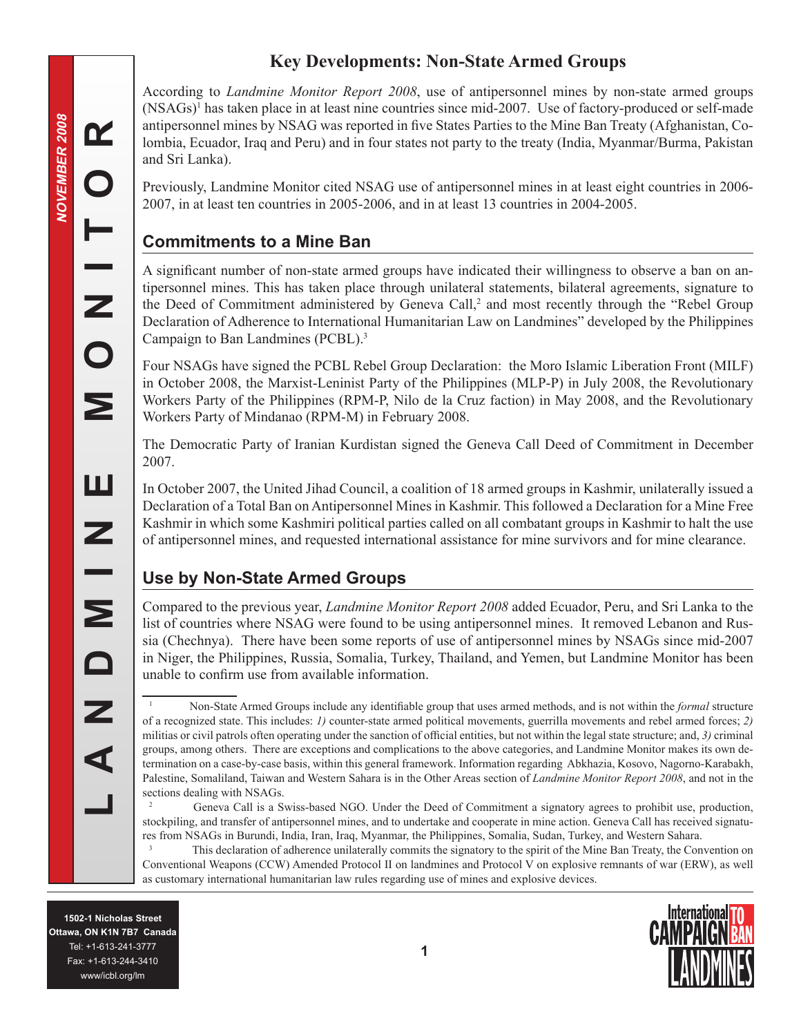# Key Developments: Non-State Armed Groups

According to *Landmine Monitor Report 2008*, use of antipersonnel mines by non-state armed groups (NSAGs)[1] has taken place in at least nine countries since mid-2007. Use of factory-produced or self-made antipersonnel mines by NSAG was reported in five States Parties to the Mine Ban Treaty (Afghanistan, Colombia, Ecuador, Iraq and Peru) and in four states not party to the treaty (India, Myanmar/Burma, Pakistan and Sri Lanka).

Previously, Landmine Monitor cited NSAG use of antipersonnel mines in at least eight countries in 2006-2007, in at least ten countries in 2005-2006, and in at least 13 countries in 2004-2005.

## Commitments to a Mine Ban

A significant number of non-state armed groups have indicated their willingness to observe a ban on antipersonnel mines. This has taken place through unilateral statements, bilateral agreements, signature to the Deed of Commitment administered by Geneva Call,[2] and most recently through the "Rebel Group Declaration of Adherence to International Humanitarian Law on Landmines" developed by the Philippines Campaign to Ban Landmines (PCBL).[3]

Four NSAGs have signed the PCBL Rebel Group Declaration: the Moro Islamic Liberation Front (MILF) in October 2008, the Marxist-Leninist Party of the Philippines (MLP-P) in July 2008, the Revolutionary Workers Party of the Philippines (RPM-P, Nilo de la Cruz faction) in May 2008, and the Revolutionary Workers Party of Mindanao (RPM-M) in February 2008.

The Democratic Party of Iranian Kurdistan signed the Geneva Call Deed of Commitment in December 2007.

In October 2007, the United Jihad Council, a coalition of 18 armed groups in Kashmir, unilaterally issued a Declaration of a Total Ban on Antipersonnel Mines in Kashmir. This followed a Declaration for a Mine Free Kashmir in which some Kashmiri political parties called on all combatant groups in Kashmir to halt the use of antipersonnel mines, and requested international assistance for mine survivors and for mine clearance.

## Use by Non-State Armed Groups

Compared to the previous year, *Landmine Monitor Report 2008* added Ecuador, Peru, and Sri Lanka to the list of countries where NSAG were found to be using antipersonnel mines. It removed Lebanon and Russia (Chechnya). There have been some reports of use of antipersonnel mines by NSAGs since mid-2007 in Niger, the Philippines, Russia, Somalia, Turkey, Thailand, and Yemen, but Landmine Monitor has been unable to confirm use from available information.

---

[1] Non-State Armed Groups include any identifiable group that uses armed methods, and is not within the *formal* structure of a recognized state. This includes: *1)* counter-state armed political movements, guerrilla movements and rebel armed forces; *2)* militias or civil patrols often operating under the sanction of official entities, but not within the legal state structure; and, *3)* criminal groups, among others. There are exceptions and complications to the above categories, and Landmine Monitor makes its own determination on a case-by-case basis, within this general framework. Information regarding Abkhazia, Kosovo, Nagorno-Karabakh, Palestine, Somaliland, Taiwan and Western Sahara is in the Other Areas section of *Landmine Monitor Report 2008*, and not in the sections dealing with NSAGs.

[2] Geneva Call is a Swiss-based NGO. Under the Deed of Commitment a signatory agrees to prohibit use, production, stockpiling, and transfer of antipersonnel mines, and to undertake and cooperate in mine action. Geneva Call has received signatures from NSAGs in Burundi, India, Iran, Iraq, Myanmar, the Philippines, Somalia, Sudan, Turkey, and Western Sahara.

[3] This declaration of adherence unilaterally commits the signatory to the spirit of the Mine Ban Treaty, the Convention on Conventional Weapons (CCW) Amended Protocol II on landmines and Protocol V on explosive remnants of war (ERW), as well as customary international humanitarian law rules regarding use of mines and explosive devices.

1502-1 Nicholas Street
Ottawa, ON K1N 7B7 Canada
Tel: +1-613-241-3777
Fax: +1-613-244-3410
www/icbl.org/lm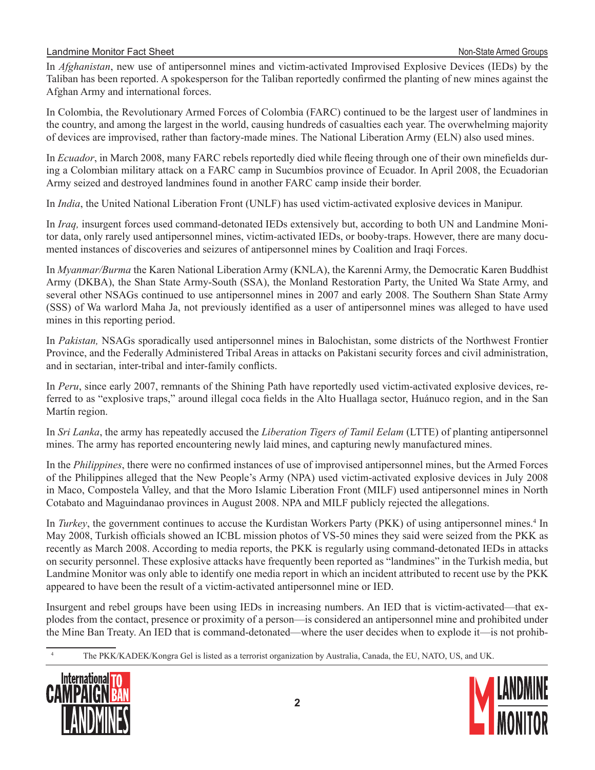In *Afghanistan*, new use of antipersonnel mines and victim-activated Improvised Explosive Devices (IEDs) by the Taliban has been reported. A spokesperson for the Taliban reportedly confirmed the planting of new mines against the Afghan Army and international forces.

In Colombia, the Revolutionary Armed Forces of Colombia (FARC) continued to be the largest user of landmines in the country, and among the largest in the world, causing hundreds of casualties each year. The overwhelming majority of devices are improvised, rather than factory-made mines. The National Liberation Army (ELN) also used mines.

In *Ecuador*, in March 2008, many FARC rebels reportedly died while fleeing through one of their own minefields during a Colombian military attack on a FARC camp in Sucumbíos province of Ecuador. In April 2008, the Ecuadorian Army seized and destroyed landmines found in another FARC camp inside their border.

In *India*, the United National Liberation Front (UNLF) has used victim-activated explosive devices in Manipur.

In *Iraq,* insurgent forces used command-detonated IEDs extensively but, according to both UN and Landmine Monitor data, only rarely used antipersonnel mines, victim-activated IEDs, or booby-traps. However, there are many documented instances of discoveries and seizures of antipersonnel mines by Coalition and Iraqi Forces.

In *Myanmar/Burma* the Karen National Liberation Army (KNLA), the Karenni Army, the Democratic Karen Buddhist Army (DKBA), the Shan State Army-South (SSA), the Monland Restoration Party, the United Wa State Army, and several other NSAGs continued to use antipersonnel mines in 2007 and early 2008. The Southern Shan State Army (SSS) of Wa warlord Maha Ja, not previously identified as a user of antipersonnel mines was alleged to have used mines in this reporting period.

In *Pakistan,* NSAGs sporadically used antipersonnel mines in Balochistan, some districts of the Northwest Frontier Province, and the Federally Administered Tribal Areas in attacks on Pakistani security forces and civil administration, and in sectarian, inter-tribal and inter-family conflicts.

In *Peru*, since early 2007, remnants of the Shining Path have reportedly used victim-activated explosive devices, referred to as "explosive traps," around illegal coca fields in the Alto Huallaga sector, Huánuco region, and in the San Martín region.

In *Sri Lanka*, the army has repeatedly accused the *Liberation Tigers of Tamil Eelam* (LTTE) of planting antipersonnel mines. The army has reported encountering newly laid mines, and capturing newly manufactured mines.

In the *Philippines*, there were no confirmed instances of use of improvised antipersonnel mines, but the Armed Forces of the Philippines alleged that the New People's Army (NPA) used victim-activated explosive devices in July 2008 in Maco, Compostela Valley, and that the Moro Islamic Liberation Front (MILF) used antipersonnel mines in North Cotabato and Maguindanao provinces in August 2008. NPA and MILF publicly rejected the allegations.

In *Turkey*, the government continues to accuse the Kurdistan Workers Party (PKK) of using antipersonnel mines.[4] In May 2008, Turkish officials showed an ICBL mission photos of VS-50 mines they said were seized from the PKK as recently as March 2008. According to media reports, the PKK is regularly using command-detonated IEDs in attacks on security personnel. These explosive attacks have frequently been reported as "landmines" in the Turkish media, but Landmine Monitor was only able to identify one media report in which an incident attributed to recent use by the PKK appeared to have been the result of a victim-activated antipersonnel mine or IED.

Insurgent and rebel groups have been using IEDs in increasing numbers. An IED that is victim-activated—that explodes from the contact, presence or proximity of a person—is considered an antipersonnel mine and prohibited under the Mine Ban Treaty. An IED that is command-detonated—where the user decides when to explode it—is not prohib-

[4] The PKK/KADEK/Kongra Gel is listed as a terrorist organization by Australia, Canada, the EU, NATO, US, and UK.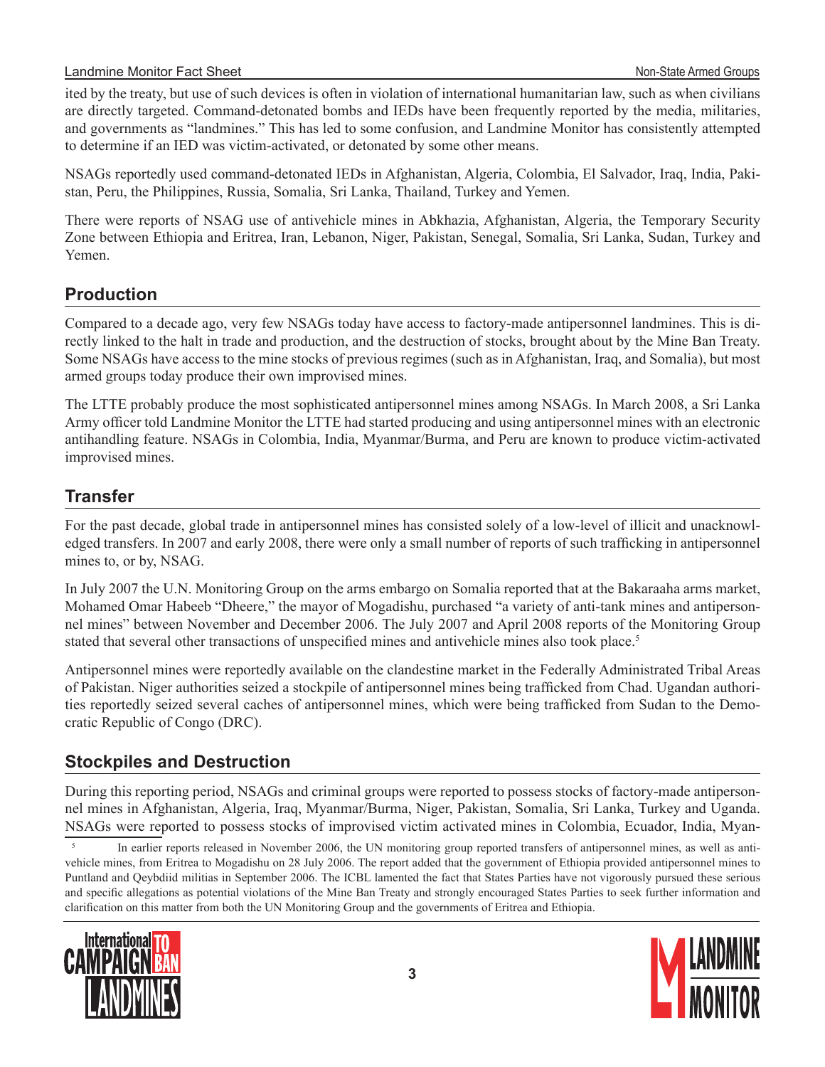ited by the treaty, but use of such devices is often in violation of international humanitarian law, such as when civilians are directly targeted. Command-detonated bombs and IEDs have been frequently reported by the media, militaries, and governments as “landmines.” This has led to some confusion, and Landmine Monitor has consistently attempted to determine if an IED was victim-activated, or detonated by some other means.

NSAGs reportedly used command-detonated IEDs in Afghanistan, Algeria, Colombia, El Salvador, Iraq, India, Pakistan, Peru, the Philippines, Russia, Somalia, Sri Lanka, Thailand, Turkey and Yemen.

There were reports of NSAG use of antivehicle mines in Abkhazia, Afghanistan, Algeria, the Temporary Security Zone between Ethiopia and Eritrea, Iran, Lebanon, Niger, Pakistan, Senegal, Somalia, Sri Lanka, Sudan, Turkey and Yemen.

## Production

Compared to a decade ago, very few NSAGs today have access to factory-made antipersonnel landmines. This is directly linked to the halt in trade and production, and the destruction of stocks, brought about by the Mine Ban Treaty. Some NSAGs have access to the mine stocks of previous regimes (such as in Afghanistan, Iraq, and Somalia), but most armed groups today produce their own improvised mines.

The LTTE probably produce the most sophisticated antipersonnel mines among NSAGs. In March 2008, a Sri Lanka Army officer told Landmine Monitor the LTTE had started producing and using antipersonnel mines with an electronic antihandling feature. NSAGs in Colombia, India, Myanmar/Burma, and Peru are known to produce victim-activated improvised mines.

## Transfer

For the past decade, global trade in antipersonnel mines has consisted solely of a low-level of illicit and unacknowledged transfers. In 2007 and early 2008, there were only a small number of reports of such trafficking in antipersonnel mines to, or by, NSAG.

In July 2007 the U.N. Monitoring Group on the arms embargo on Somalia reported that at the Bakaraaha arms market, Mohamed Omar Habeeb “Dheere,” the mayor of Mogadishu, purchased “a variety of anti-tank mines and antipersonnel mines” between November and December 2006. The July 2007 and April 2008 reports of the Monitoring Group stated that several other transactions of unspecified mines and antivehicle mines also took place.[5]

Antipersonnel mines were reportedly available on the clandestine market in the Federally Administrated Tribal Areas of Pakistan. Niger authorities seized a stockpile of antipersonnel mines being trafficked from Chad. Ugandan authorities reportedly seized several caches of antipersonnel mines, which were being trafficked from Sudan to the Democratic Republic of Congo (DRC).

## Stockpiles and Destruction

During this reporting period, NSAGs and criminal groups were reported to possess stocks of factory-made antipersonnel mines in Afghanistan, Algeria, Iraq, Myanmar/Burma, Niger, Pakistan, Somalia, Sri Lanka, Turkey and Uganda. NSAGs were reported to possess stocks of improvised victim activated mines in Colombia, Ecuador, India, Myan-

[5] In earlier reports released in November 2006, the UN monitoring group reported transfers of antipersonnel mines, as well as antivehicle mines, from Eritrea to Mogadishu on 28 July 2006. The report added that the government of Ethiopia provided antipersonnel mines to Puntland and Qeybdiid militias in September 2006. The ICBL lamented the fact that States Parties have not vigorously pursued these serious and specific allegations as potential violations of the Mine Ban Treaty and strongly encouraged States Parties to seek further information and clarification on this matter from both the UN Monitoring Group and the governments of Eritrea and Ethiopia.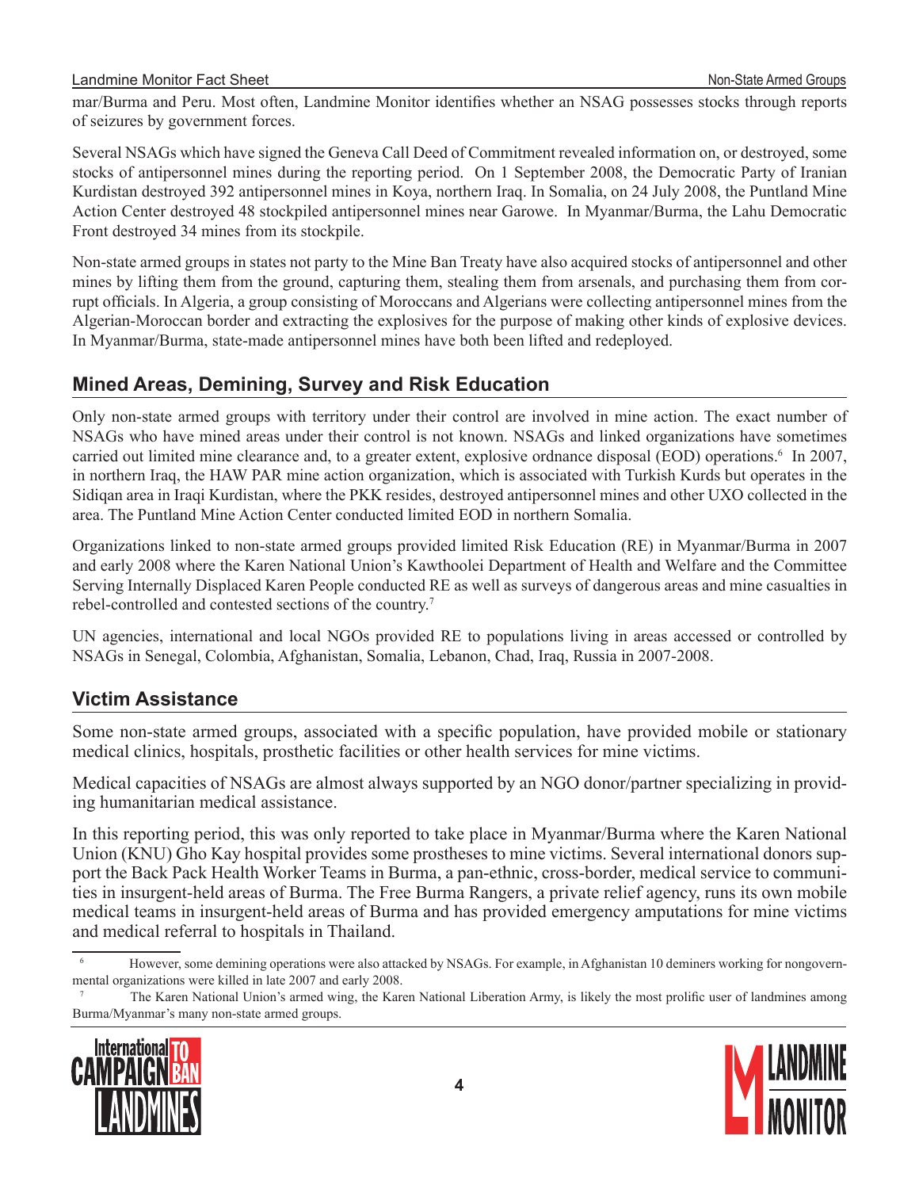mar/Burma and Peru. Most often, Landmine Monitor identifies whether an NSAG possesses stocks through reports of seizures by government forces.

Several NSAGs which have signed the Geneva Call Deed of Commitment revealed information on, or destroyed, some stocks of antipersonnel mines during the reporting period. On 1 September 2008, the Democratic Party of Iranian Kurdistan destroyed 392 antipersonnel mines in Koya, northern Iraq. In Somalia, on 24 July 2008, the Puntland Mine Action Center destroyed 48 stockpiled antipersonnel mines near Garowe. In Myanmar/Burma, the Lahu Democratic Front destroyed 34 mines from its stockpile.

Non-state armed groups in states not party to the Mine Ban Treaty have also acquired stocks of antipersonnel and other mines by lifting them from the ground, capturing them, stealing them from arsenals, and purchasing them from corrupt officials. In Algeria, a group consisting of Moroccans and Algerians were collecting antipersonnel mines from the Algerian-Moroccan border and extracting the explosives for the purpose of making other kinds of explosive devices. In Myanmar/Burma, state-made antipersonnel mines have both been lifted and redeployed.

## Mined Areas, Demining, Survey and Risk Education

Only non-state armed groups with territory under their control are involved in mine action. The exact number of NSAGs who have mined areas under their control is not known. NSAGs and linked organizations have sometimes carried out limited mine clearance and, to a greater extent, explosive ordnance disposal (EOD) operations.[6] In 2007, in northern Iraq, the HAW PAR mine action organization, which is associated with Turkish Kurds but operates in the Sidiqan area in Iraqi Kurdistan, where the PKK resides, destroyed antipersonnel mines and other UXO collected in the area. The Puntland Mine Action Center conducted limited EOD in northern Somalia.

Organizations linked to non-state armed groups provided limited Risk Education (RE) in Myanmar/Burma in 2007 and early 2008 where the Karen National Union's Kawthoolei Department of Health and Welfare and the Committee Serving Internally Displaced Karen People conducted RE as well as surveys of dangerous areas and mine casualties in rebel-controlled and contested sections of the country.[7]

UN agencies, international and local NGOs provided RE to populations living in areas accessed or controlled by NSAGs in Senegal, Colombia, Afghanistan, Somalia, Lebanon, Chad, Iraq, Russia in 2007-2008.

## Victim Assistance

Some non-state armed groups, associated with a specific population, have provided mobile or stationary medical clinics, hospitals, prosthetic facilities or other health services for mine victims.

Medical capacities of NSAGs are almost always supported by an NGO donor/partner specializing in providing humanitarian medical assistance.

In this reporting period, this was only reported to take place in Myanmar/Burma where the Karen National Union (KNU) Gho Kay hospital provides some prostheses to mine victims. Several international donors support the Back Pack Health Worker Teams in Burma, a pan-ethnic, cross-border, medical service to communities in insurgent-held areas of Burma. The Free Burma Rangers, a private relief agency, runs its own mobile medical teams in insurgent-held areas of Burma and has provided emergency amputations for mine victims and medical referral to hospitals in Thailand.

---

[6] However, some demining operations were also attacked by NSAGs. For example, in Afghanistan 10 deminers working for nongovernmental organizations were killed in late 2007 and early 2008.

[7] The Karen National Union's armed wing, the Karen National Liberation Army, is likely the most prolific user of landmines among Burma/Myanmar's many non-state armed groups.